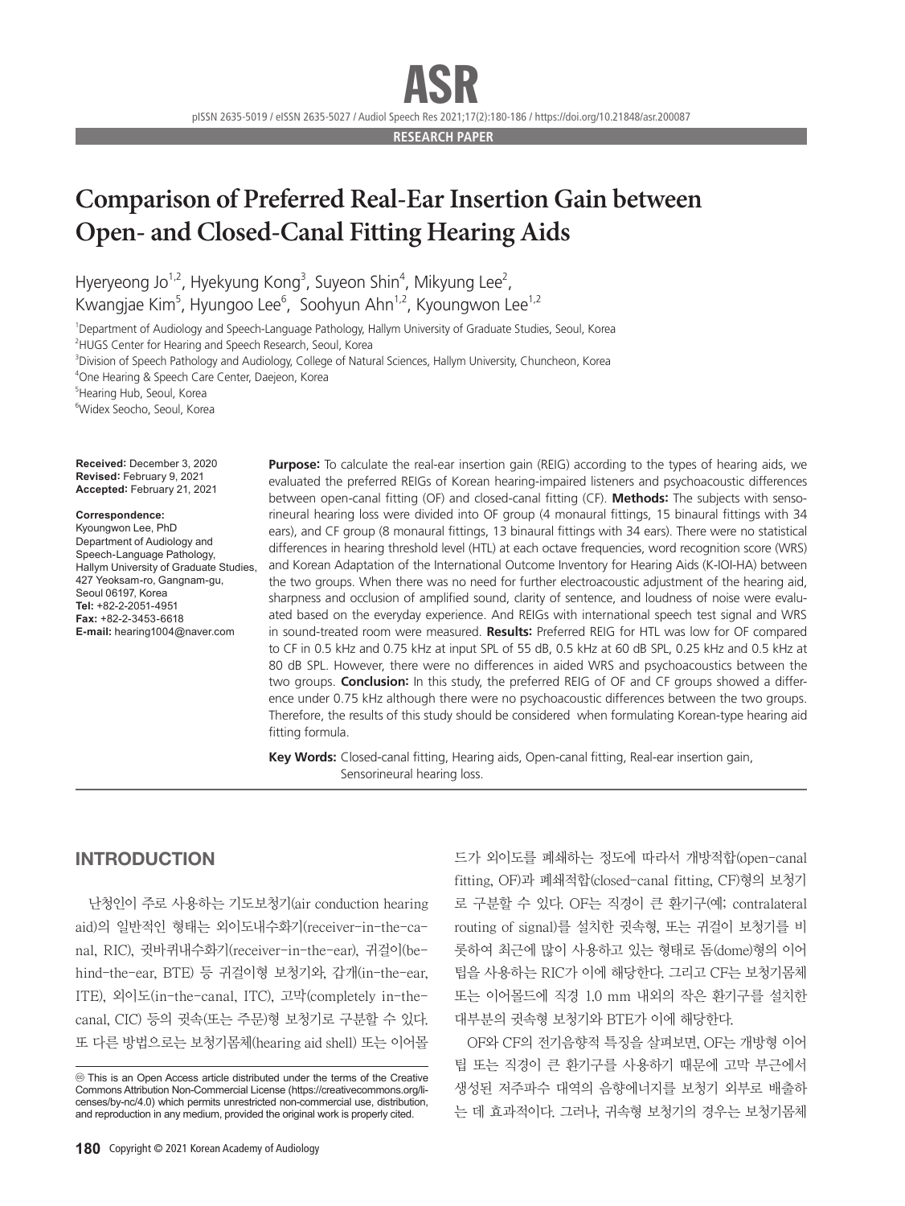RESEARCH PAPER

# Comparison of Preferred Real-Ear Insertion Gain between Open- and Closed-Canal Fitting Hearing Aids

Hyeryeong Jo[1,2], Hyekyung Kong[3], Suyeon Shin[4], Mikyung Lee[2], Kwangjae Kim[5], Hyungoo Lee[6], Soohyun Ahn[1,2], Kyoungwon Lee[1,2]

[1]Department of Audiology and Speech-Language Pathology, Hallym University of Graduate Studies, Seoul, Korea
[2]HUGS Center for Hearing and Speech Research, Seoul, Korea
[3]Division of Speech Pathology and Audiology, College of Natural Sciences, Hallym University, Chuncheon, Korea
[4]One Hearing & Speech Care Center, Daejeon, Korea
[5]Hearing Hub, Seoul, Korea
[6]Widex Seocho, Seoul, Korea

**Received:** December 3, 2020
**Revised:** February 9, 2021
**Accepted:** February 21, 2021

**Correspondence:**
Kyoungwon Lee, PhD
Department of Audiology and Speech-Language Pathology, Hallym University of Graduate Studies, 427 Yeoksam-ro, Gangnam-gu, Seoul 06197, Korea
**Tel:** +82-2-2051-4951
**Fax:** +82-2-3453-6618
**E-mail:** hearing1004@naver.com

**Purpose:** To calculate the real-ear insertion gain (REIG) according to the types of hearing aids, we evaluated the preferred REIGs of Korean hearing-impaired listeners and psychoacoustic differences between open-canal fitting (OF) and closed-canal fitting (CF). **Methods:** The subjects with sensorineural hearing loss were divided into OF group (4 monaural fittings, 15 binaural fittings with 34 ears), and CF group (8 monaural fittings, 13 binaural fittings with 34 ears). There were no statistical differences in hearing threshold level (HTL) at each octave frequencies, word recognition score (WRS) and Korean Adaptation of the International Outcome Inventory for Hearing Aids (K-IOI-HA) between the two groups. When there was no need for further electroacoustic adjustment of the hearing aid, sharpness and occlusion of amplified sound, clarity of sentence, and loudness of noise were evaluated based on the everyday experience. And REIGs with international speech test signal and WRS in sound-treated room were measured. **Results:** Preferred REIG for HTL was low for OF compared to CF in 0.5 kHz and 0.75 kHz at input SPL of 55 dB, 0.5 kHz at 60 dB SPL, 0.25 kHz and 0.5 kHz at 80 dB SPL. However, there were no differences in aided WRS and psychoacoustics between the two groups. **Conclusion:** In this study, the preferred REIG of OF and CF groups showed a difference under 0.75 kHz although there were no psychoacoustic differences between the two groups. Therefore, the results of this study should be considered when formulating Korean-type hearing aid fitting formula.

**Key Words:** Closed-canal fitting, Hearing aids, Open-canal fitting, Real-ear insertion gain, Sensorineural hearing loss.

## INTRODUCTION

난청인이 주로 사용하는 기도보청기(air conduction hearing aid)의 일반적인 형태는 외이도내수화기(receiver-in-the-canal, RIC), 귓바퀴내수화기(receiver-in-the-ear), 귀걸이(behind-the-ear, BTE) 등 귀걸이형 보청기와, 갑개(in-the-ear, ITE), 외이도(in-the-canal, ITC), 고막(completely in-the-canal, CIC) 등의 귓속(또는 주문)형 보청기로 구분할 수 있다. 또 다른 방법으로는 보청기몸체(hearing aid shell) 또는 이어몰드가 외이도를 폐쇄하는 정도에 따라서 개방적합(open-canal fitting, OF)과 폐쇄적합(closed-canal fitting, CF)형의 보청기로 구분할 수 있다. OF는 직경이 큰 환기구(예; contralateral routing of signal)를 설치한 귓속형, 또는 귀걸이 보청기를 비롯하여 최근에 많이 사용하고 있는 형태로 돔(dome)형의 이어팁을 사용하는 RIC가 이에 해당한다. 그리고 CF는 보청기몸체 또는 이어몰드에 직경 1.0 mm 내외의 작은 환기구를 설치한 대부분의 귓속형 보청기와 BTE가 이에 해당한다.

OF와 CF의 전기음향적 특징을 살펴보면, OF는 개방형 이어팁 또는 직경이 큰 환기구를 사용하기 때문에 고막 부근에서 생성된 저주파수 대역의 음향에너지를 보청기 외부로 배출하는 데 효과적이다. 그러나, 귓속형 보청기의 경우는 보청기몸체

This is an Open Access article distributed under the terms of the Creative Commons Attribution Non-Commercial License (https://creativecommons.org/licenses/by-nc/4.0) which permits unrestricted non-commercial use, distribution, and reproduction in any medium, provided the original work is properly cited.

Copyright © 2021 Korean Academy of Audiology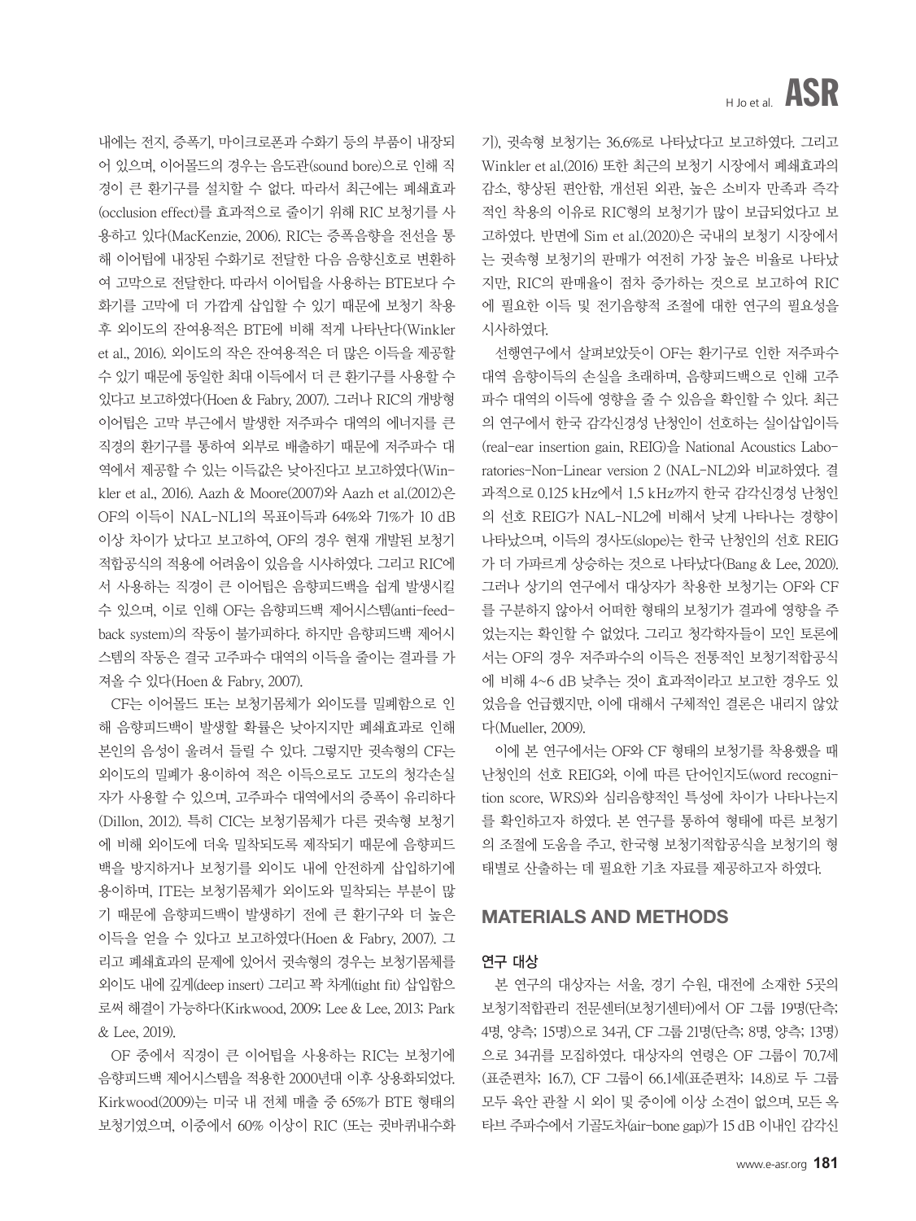내에는 전지, 증폭기, 마이크로폰과 수화기 등의 부품이 내장되어 있으며, 이어몰드의 경우는 음도관(sound bore)으로 인해 직경이 큰 환기구를 설치할 수 없다. 따라서 최근에는 폐쇄효과(occlusion effect)를 효과적으로 줄이기 위해 RIC 보청기를 사용하고 있다(MacKenzie, 2006). RIC는 증폭음향을 전선을 통해 이어팁에 내장된 수화기로 전달한 다음 음향신호로 변환하여 고막으로 전달한다. 따라서 이어팁을 사용하는 BTE보다 수화기를 고막에 더 가깝게 삽입할 수 있기 때문에 보청기 착용 후 외이도의 잔여용적은 BTE에 비해 적게 나타난다(Winkler et al., 2016). 외이도의 작은 잔여용적은 더 많은 이득을 제공할 수 있기 때문에 동일한 최대 이득에서 더 큰 환기구를 사용할 수 있다고 보고하였다(Hoen & Fabry, 2007). 그러나 RIC의 개방형 이어팁은 고막 부근에서 발생한 저주파수 대역의 에너지를 큰 직경의 환기구를 통하여 외부로 배출하기 때문에 저주파수 대역에서 제공할 수 있는 이득값은 낮아진다고 보고하였다(Winkler et al., 2016). Aazh & Moore(2007)와 Aazh et al.(2012)은 OF의 이득이 NAL-NL1의 목표이득과 64%와 71%가 10 dB 이상 차이가 났다고 보고하여, OF의 경우 현재 개발된 보청기 적합공식의 적용에 어려움이 있음을 시사하였다. 그리고 RIC에서 사용하는 직경이 큰 이어팁은 음향피드백을 쉽게 발생시킬 수 있으며, 이로 인해 OF는 음향피드백 제어시스템(anti-feedback system)의 작동이 불가피하다. 하지만 음향피드백 제어시스템의 작동은 결국 고주파수 대역의 이득을 줄이는 결과를 가져올 수 있다(Hoen & Fabry, 2007).

CF는 이어몰드 또는 보청기몸체가 외이도를 밀폐함으로 인해 음향피드백이 발생할 확률은 낮아지지만 폐쇄효과로 인해 본인의 음성이 울려서 들릴 수 있다. 그렇지만 귓속형의 CF는 외이도의 밀폐가 용이하여 적은 이득으로도 고도의 청각손실자가 사용할 수 있으며, 고주파수 대역에서의 증폭이 유리하다(Dillon, 2012). 특히 CIC는 보청기몸체가 다른 귓속형 보청기에 비해 외이도에 더욱 밀착되도록 제작되기 때문에 음향피드백을 방지하거나 보청기를 외이도 내에 안전하게 삽입하기에 용이하며, ITE는 보청기몸체가 외이도와 밀착되는 부분이 많기 때문에 음향피드백이 발생하기 전에 큰 환기구와 더 높은 이득을 얻을 수 있다고 보고하였다(Hoen & Fabry, 2007). 그리고 폐쇄효과의 문제에 있어서 귓속형의 경우는 보청기몸체를 외이도 내에 깊게(deep insert) 그리고 꽉 차게(tight fit) 삽입함으로써 해결이 가능하다(Kirkwood, 2009; Lee & Lee, 2013; Park & Lee, 2019).

OF 중에서 직경이 큰 이어팁을 사용하는 RIC는 보청기에 음향피드백 제어시스템을 적용한 2000년대 이후 상용화되었다. Kirkwood(2009)는 미국 내 전체 매출 중 65%가 BTE 형태의 보청기였으며, 이중에서 60% 이상이 RIC (또는 귓바퀴내수화기), 귓속형 보청기는 36.6%로 나타났다고 보고하였다. 그리고 Winkler et al.(2016) 또한 최근의 보청기 시장에서 폐쇄효과의 감소, 향상된 편안함, 개선된 외관, 높은 소비자 만족과 즉각적인 착용의 이유로 RIC형의 보청기가 많이 보급되었다고 보고하였다. 반면에 Sim et al.(2020)은 국내의 보청기 시장에서는 귓속형 보청기의 판매가 여전히 가장 높은 비율로 나타났지만, RIC의 판매율이 점차 증가하는 것으로 보고하여 RIC에 필요한 이득 및 전기음향적 조절에 대한 연구의 필요성을 시사하였다.

선행연구에서 살펴보았듯이 OF는 환기구로 인한 저주파수 대역 음향이득의 손실을 초래하며, 음향피드백으로 인해 고주파수 대역의 이득에 영향을 줄 수 있음을 확인할 수 있다. 최근의 연구에서 한국 감각신경성 난청인이 선호하는 실이삽입이득(real-ear insertion gain, REIG)을 National Acoustics Laboratories-Non-Linear version 2 (NAL-NL2)와 비교하였다. 결과적으로 0.125 kHz에서 1.5 kHz까지 한국 감각신경성 난청인의 선호 REIG가 NAL-NL2에 비해서 낮게 나타나는 경향이 나타났으며, 이득의 경사도(slope)는 한국 난청인의 선호 REIG가 더 가파르게 상승하는 것으로 나타났다(Bang & Lee, 2020). 그러나 상기의 연구에서 대상자가 착용한 보청기는 OF와 CF를 구분하지 않아서 어떠한 형태의 보청기가 결과에 영향을 주었는지는 확인할 수 없었다. 그리고 청각학자들이 모인 토론에서는 OF의 경우 저주파수의 이득은 전통적인 보청기적합공식에 비해 4~6 dB 낮추는 것이 효과적이라고 보고한 경우도 있었음을 언급했지만, 이에 대해서 구체적인 결론은 내리지 않았다(Mueller, 2009).

이에 본 연구에서는 OF와 CF 형태의 보청기를 착용했을 때 난청인의 선호 REIG와, 이에 따른 단어인지도(word recognition score, WRS)와 심리음향적인 특성에 차이가 나타나는지를 확인하고자 하였다. 본 연구를 통하여 형태에 따른 보청기의 조절에 도움을 주고, 한국형 보청기적합공식을 보청기의 형태별로 산출하는 데 필요한 기초 자료를 제공하고자 하였다.

## MATERIALS AND METHODS

### 연구 대상

본 연구의 대상자는 서울, 경기 수원, 대전에 소재한 5곳의 보청기적합관리 전문센터(보청기센터)에서 OF 그룹 19명(단측; 4명, 양측; 15명)으로 34귀, CF 그룹 21명(단측; 8명, 양측; 13명)으로 34귀를 모집하였다. 대상자의 연령은 OF 그룹이 70.7세(표준편차; 16.7), CF 그룹이 66.1세(표준편차; 14.8)로 두 그룹 모두 육안 관찰 시 외이 및 중이에 이상 소견이 없으며, 모든 옥타브 주파수에서 기골도차(air-bone gap)가 15 dB 이내인 감각신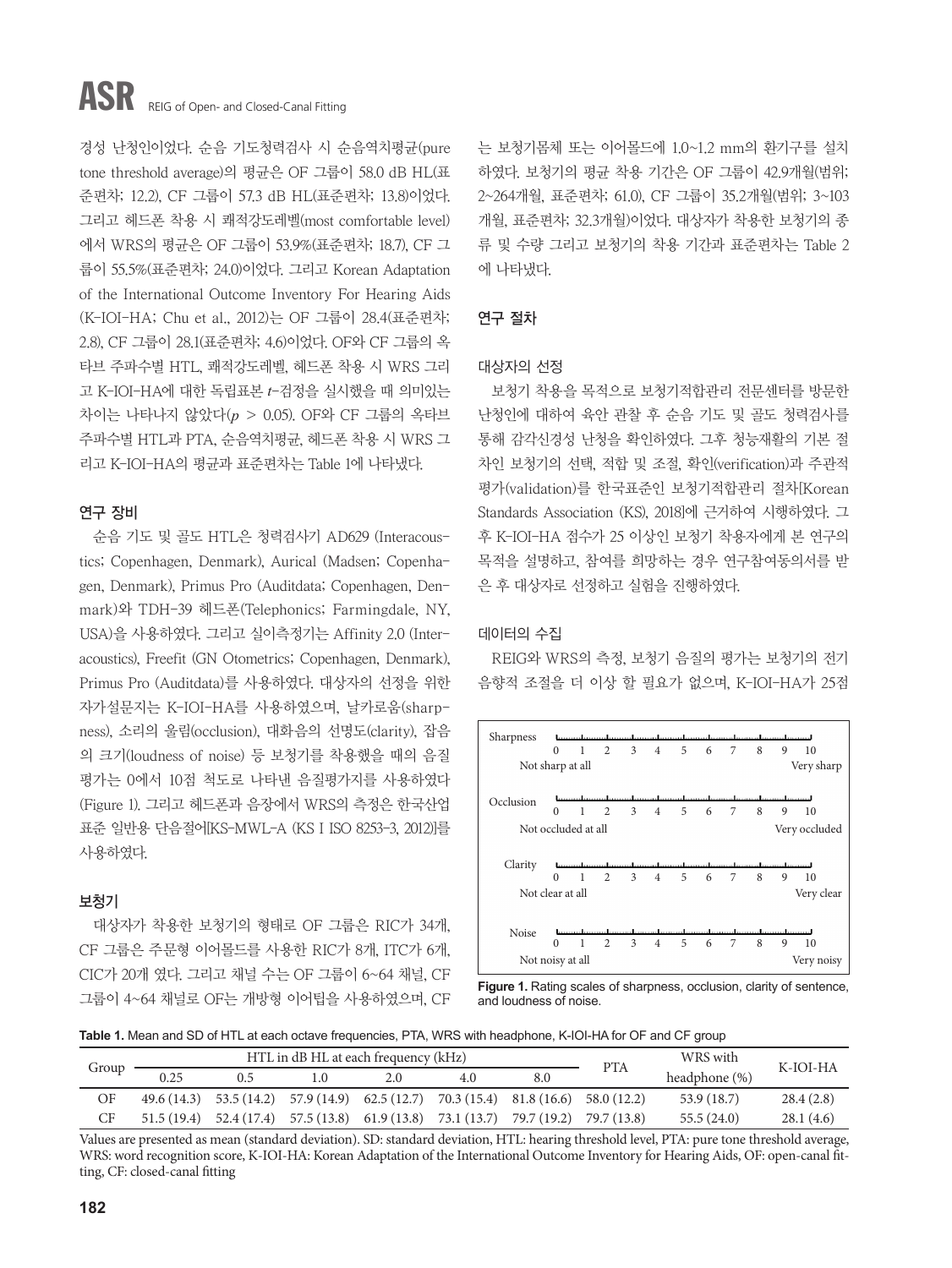경성 난청인이었다. 순음 기도청력검사 시 순음역치평균(pure tone threshold average)의 평균은 OF 그룹이 58.0 dB HL(표준편차; 12.2), CF 그룹이 57.3 dB HL(표준편차; 13.8)이었다. 그리고 헤드폰 착용 시 쾌적강도레벨(most comfortable level)에서 WRS의 평균은 OF 그룹이 53.9%(표준편차; 18.7), CF 그룹이 55.5%(표준편차; 24.0)이었다. 그리고 Korean Adaptation of the International Outcome Inventory For Hearing Aids (K-IOI-HA; Chu et al., 2012)는 OF 그룹이 28.4(표준편차; 2.8), CF 그룹이 28.1(표준편차; 4.6)이었다. OF와 CF 그룹의 옥타브 주파수별 HTL, 쾌적강도레벨, 헤드폰 착용 시 WRS 그리고 K-IOI-HA에 대한 독립표본 $t$-검정을 실시했을 때 의미있는 차이는 나타나지 않았다($p > 0.05$). OF와 CF 그룹의 옥타브 주파수별 HTL과 PTA, 순음역치평균, 헤드폰 착용 시 WRS 그리고 K-IOI-HA의 평균과 표준편차는 Table 1에 나타냈다.

## 연구 장비

순음 기도 및 골도 HTL은 청력검사기 AD629 (Interacoustics; Copenhagen, Denmark), Aurical (Madsen; Copenhagen, Denmark), Primus Pro (Auditdata; Copenhagen, Denmark)와 TDH-39 헤드폰(Telephonics; Farmingdale, NY, USA)을 사용하였다. 그리고 실이측정기는 Affinity 2.0 (Interacoustics), Freefit (GN Otometrics; Copenhagen, Denmark), Primus Pro (Auditdata)를 사용하였다. 대상자의 선정을 위한 자가설문지는 K-IOI-HA를 사용하였으며, 날카로움(sharpness), 소리의 울림(occlusion), 대화음의 선명도(clarity), 잡음의 크기(loudness of noise) 등 보청기를 착용했을 때의 음질 평가는 0에서 10점 척도로 나타낸 음질평가지를 사용하였다(Figure 1). 그리고 헤드폰과 음장에서 WRS의 측정은 한국산업표준 일반용 단음절어[KS-MWL-A (KS I ISO 8253-3, 2012)]를 사용하였다.

## 보청기

대상자가 착용한 보청기의 형태로 OF 그룹은 RIC가 34개, CF 그룹은 주문형 이어몰드를 사용한 RIC가 8개, ITC가 6개, CIC가 20개 였다. 그리고 채널 수는 OF 그룹이 6~64 채널, CF 그룹이 4~64 채널로 OF는 개방형 이어팁을 사용하였으며, CF는 보청기몸체 또는 이어몰드에 1.0~1.2 mm의 환기구를 설치하였다. 보청기의 평균 착용 기간은 OF 그룹이 42.9개월(범위; 2~264개월, 표준편차; 61.0), CF 그룹이 35.2개월(범위; 3~103개월, 표준편차; 32.3개월)이었다. 대상자가 착용한 보청기의 종류 및 수량 그리고 보청기의 착용 기간과 표준편차는 Table 2에 나타냈다.

## 연구 절차

### 대상자의 선정

보청기 착용을 목적으로 보청기적합관리 전문센터를 방문한 난청인에 대하여 육안 관찰 후 순음 기도 및 골도 청력검사를 통해 감각신경성 난청을 확인하였다. 그후 청능재활의 기본 절차인 보청기의 선택, 적합 및 조절, 확인(verification)과 주관적 평가(validation)를 한국표준인 보청기적합관리 절차[Korean Standards Association (KS), 2018]에 근거하여 시행하였다. 그 후 K-IOI-HA 점수가 25 이상인 보청기 착용자에게 본 연구의 목적을 설명하고, 참여를 희망하는 경우 연구참여동의서를 받은 후 대상자로 선정하고 실험을 진행하였다.

### 데이터의 수집

REIG와 WRS의 측정, 보청기 음질의 평가는 보청기의 전기음향적 조절을 더 이상 할 필요가 없으며, K-IOI-HA가 25점

| Scale | Rating (0–10) |
|---|---|
| Sharpness | 0 = Not sharp at all … 10 = Very sharp |
| Occlusion | 0 = Not occluded at all … 10 = Very occluded |
| Clarity | 0 = Not clear at all … 10 = Very clear |
| Noise | 0 = Not noisy at all … 10 = Very noisy |

**Figure 1.** Rating scales of sharpness, occlusion, clarity of sentence, and loudness of noise.

**Table 1.** Mean and SD of HTL at each octave frequencies, PTA, WRS with headphone, K-IOI-HA for OF and CF group

| Group | HTL in dB HL at each frequency (kHz) | | | | | | PTA | WRS with headphone (%) | K-IOI-HA |
|---|---|---|---|---|---|---|---|---|---|
| | 0.25 | 0.5 | 1.0 | 2.0 | 4.0 | 8.0 | | | |
| OF | 49.6 (14.3) | 53.5 (14.2) | 57.9 (14.9) | 62.5 (12.7) | 70.3 (15.4) | 81.8 (16.6) | 58.0 (12.2) | 53.9 (18.7) | 28.4 (2.8) |
| CF | 51.5 (19.4) | 52.4 (17.4) | 57.5 (13.8) | 61.9 (13.8) | 73.1 (13.7) | 79.7 (19.2) | 79.7 (13.8) | 55.5 (24.0) | 28.1 (4.6) |

Values are presented as mean (standard deviation). SD: standard deviation, HTL: hearing threshold level, PTA: pure tone threshold average, WRS: word recognition score, K-IOI-HA: Korean Adaptation of the International Outcome Inventory for Hearing Aids, OF: open-canal fitting, CF: closed-canal fitting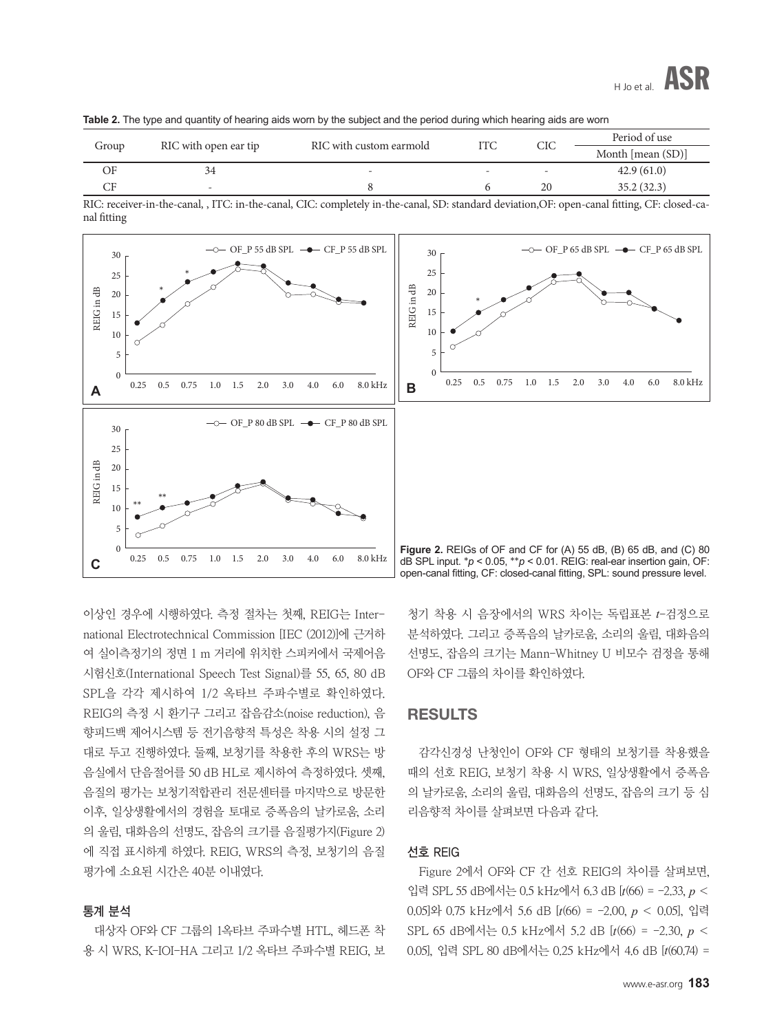**Table 2.** The type and quantity of hearing aids worn by the subject and the period during which hearing aids are worn

| Group | RIC with open ear tip | RIC with custom earmold | ITC | CIC | Period of use |
|---|---|---|---|---|---|
| | | | | | Month [mean (SD)] |
| OF | 34 | - | - | - | 42.9 (61.0) |
| CF | - | 8 | 6 | 20 | 35.2 (32.3) |

RIC: receiver-in-the-canal, , ITC: in-the-canal, CIC: completely in-the-canal, SD: standard deviation,OF: open-canal fitting, CF: closed-canal fitting

**Figure 2.** REIGs of OF and CF for (A) 55 dB, (B) 65 dB, and (C) 80 dB SPL input. \*$p < 0.05$, \*\*$p < 0.01$. REIG: real-ear insertion gain, OF: open-canal fitting, CF: closed-canal fitting, SPL: sound pressure level.

이상인 경우에 시행하였다. 측정 절차는 첫째, REIG는 International Electrotechnical Commission [IEC (2012)]에 근거하여 실이측정기의 정면 1 m 거리에 위치한 스피커에서 국제어음시험신호(International Speech Test Signal)를 55, 65, 80 dB SPL을 각각 제시하여 1/2 옥타브 주파수별로 확인하였다. REIG의 측정 시 환기구 그리고 잡음감소(noise reduction), 음향피드백 제어시스템 등 전기음향적 특성은 착용 시의 설정 그대로 두고 진행하였다. 둘째, 보청기를 착용한 후의 WRS는 방음실에서 단음절어를 50 dB HL로 제시하여 측정하였다. 셋째, 음질의 평가는 보청기적합관리 전문센터를 마지막으로 방문한 이후, 일상생활에서의 경험을 토대로 증폭음의 날카로움, 소리의 울림, 대화음의 선명도, 잡음의 크기를 음질평가지(Figure 2)에 직접 표시하게 하였다. REIG, WRS의 측정, 보청기의 음질 평가에 소요된 시간은 40분 이내였다.

### 통계 분석

대상자 OF와 CF 그룹의 1옥타브 주파수별 HTL, 헤드폰 착용 시 WRS, K-IOI-HA 그리고 1/2 옥타브 주파수별 REIG, 보청기 착용 시 음장에서의 WRS 차이는 독립표본 $t$-검정으로 분석하였다. 그리고 증폭음의 날카로움, 소리의 울림, 대화음의 선명도, 잡음의 크기는 Mann-Whitney U 비모수 검정을 통해 OF와 CF 그룹의 차이를 확인하였다.

## RESULTS

감각신경성 난청인이 OF와 CF 형태의 보청기를 착용했을 때의 선호 REIG, 보청기 착용 시 WRS, 일상생활에서 증폭음의 날카로움, 소리의 울림, 대화음의 선명도, 잡음의 크기 등 심리음향적 차이를 살펴보면 다음과 같다.

### 선호 REIG

Figure 2에서 OF와 CF 간 선호 REIG의 차이를 살펴보면, 입력 SPL 55 dB에서는 0.5 kHz에서 6.3 dB [$t(66) = -2.33$, $p < 0.05$]와 0.75 kHz에서 5.6 dB [$t(66) = -2.00$, $p < 0.05$], 입력 SPL 65 dB에서는 0.5 kHz에서 5.2 dB [$t(66) = -2.30$, $p < 0.05$], 입력 SPL 80 dB에서는 0.25 kHz에서 4.6 dB [$t(60.74) =$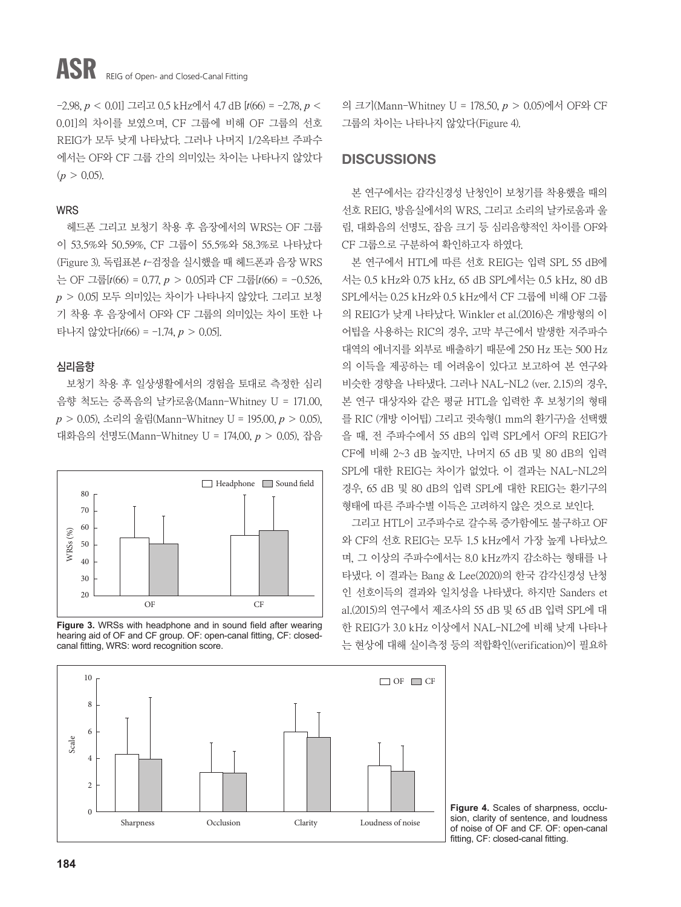−2.98, $p < 0.01$] 그리고 0.5 kHz에서 4.7 dB [$t(66) = -2.78$, $p < 0.01$]의 차이를 보였으며, CF 그룹에 비해 OF 그룹의 선호 REIG가 모두 낮게 나타났다. 그러나 나머지 1/2옥타브 주파수에서는 OF와 CF 그룹 간의 의미있는 차이는 나타나지 않았다 ($p > 0.05$).

### WRS

헤드폰 그리고 보청기 착용 후 음장에서의 WRS는 OF 그룹이 53.5%와 50.59%, CF 그룹이 55.5%와 58.3%로 나타났다 (Figure 3). 독립표본 $t$-검정을 실시했을 때 헤드폰과 음장 WRS는 OF 그룹[$t(66) = 0.77$, $p > 0.05$]과 CF 그룹[$t(66) = -0.526$, $p > 0.05$] 모두 의미있는 차이가 나타나지 않았다. 그리고 보청기 착용 후 음장에서 OF와 CF 그룹의 의미있는 차이 또한 나타나지 않았다[$t(66) = -1.74$, $p > 0.05$].

### 심리음향

보청기 착용 후 일상생활에서의 경험을 토대로 측정한 심리음향 척도는 증폭음의 날카로움(Mann-Whitney U = 171.00, $p > 0.05$), 소리의 울림(Mann-Whitney U = 195.00, $p > 0.05$), 대화음의 선명도(Mann-Whitney U = 174.00, $p > 0.05$), 잡음의 크기(Mann-Whitney U = 178.50, $p > 0.05$)에서 OF와 CF 그룹의 차이는 나타나지 않았다(Figure 4).

**Figure 3.** WRSs with headphone and in sound field after wearing hearing aid of OF and CF group. OF: open-canal fitting, CF: closed-canal fitting, WRS: word recognition score.

**Figure 4.** Scales of sharpness, occlusion, clarity of sentence, and loudness of noise of OF and CF. OF: open-canal fitting, CF: closed-canal fitting.

## DISCUSSIONS

본 연구에서는 감각신경성 난청인이 보청기를 착용했을 때의 선호 REIG, 방음실에서의 WRS, 그리고 소리의 날카로움과 울림, 대화음의 선명도, 잡음 크기 등 심리음향적인 차이를 OF와 CF 그룹으로 구분하여 확인하고자 하였다.

본 연구에서 HTL에 따른 선호 REIG는 입력 SPL 55 dB에서는 0.5 kHz와 0.75 kHz, 65 dB SPL에서는 0.5 kHz, 80 dB SPL에서는 0.25 kHz와 0.5 kHz에서 CF 그룹에 비해 OF 그룹의 REIG가 낮게 나타났다. Winkler et al.(2016)은 개방형의 이어팁을 사용하는 RIC의 경우, 고막 부근에서 발생한 저주파수 대역의 에너지를 외부로 배출하기 때문에 250 Hz 또는 500 Hz의 이득을 제공하는 데 어려움이 있다고 보고하여 본 연구와 비슷한 경향을 나타냈다. 그러나 NAL-NL2 (ver. 2.15)의 경우, 본 연구 대상자와 같은 평균 HTL을 입력한 후 보청기의 형태를 RIC (개방 이어팁) 그리고 귓속형(1 mm의 환기구)을 선택했을 때, 전 주파수에서 55 dB의 입력 SPL에서 OF의 REIG가 CF에 비해 2~3 dB 높지만, 나머지 65 dB 및 80 dB의 입력 SPL에 대한 REIG는 차이가 없었다. 이 결과는 NAL-NL2의 경우, 65 dB 및 80 dB의 입력 SPL에 대한 REIG는 환기구의 형태에 따른 주파수별 이득은 고려하지 않은 것으로 보인다.

그리고 HTL이 고주파수로 갈수록 증가함에도 불구하고 OF와 CF의 선호 REIG는 모두 1.5 kHz에서 가장 높게 나타났으며, 그 이상의 주파수에서는 8.0 kHz까지 감소하는 형태를 나타냈다. 이 결과는 Bang & Lee(2020)의 한국 감각신경성 난청인 선호이득의 결과와 일치성을 나타냈다. 하지만 Sanders et al.(2015)의 연구에서 제조사의 55 dB 및 65 dB 입력 SPL에 대한 REIG가 3.0 kHz 이상에서 NAL-NL2에 비해 낮게 나타나는 현상에 대해 실이측정 등의 적합확인(verification)이 필요하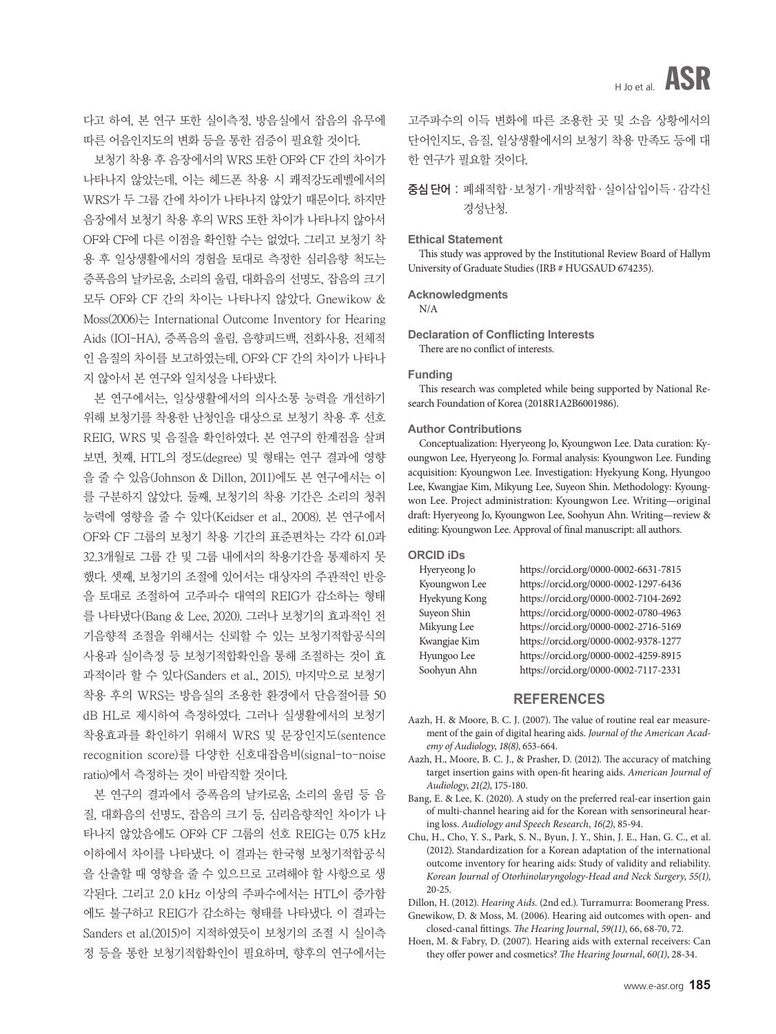다고 하여, 본 연구 또한 실이측정, 방음실에서 잡음의 유무에 따른 어음인지도의 변화 등을 통한 검증이 필요할 것이다.

보청기 착용 후 음장에서의 WRS 또한 OF와 CF 간의 차이가 나타나지 않았는데, 이는 헤드폰 착용 시 쾌적강도레벨에서의 WRS가 두 그룹 간에 차이가 나타나지 않았기 때문이다. 하지만 음장에서 보청기 착용 후의 WRS 또한 차이가 나타나지 않아서 OF와 CF에 다른 이점을 확인할 수는 없었다. 그리고 보청기 착용 후 일상생활에서의 경험을 토대로 측정한 심리음향 척도는 증폭음의 날카로움, 소리의 울림, 대화음의 선명도, 잡음의 크기 모두 OF와 CF 간의 차이는 나타나지 않았다. Gnewikow & Moss(2006)는 International Outcome Inventory for Hearing Aids (IOI-HA), 증폭음의 울림, 음향피드백, 전화사용, 전체적인 음질의 차이를 보고하였는데, OF와 CF 간의 차이가 나타나지 않아서 본 연구와 일치성을 나타냈다.

본 연구에서는, 일상생활에서의 의사소통 능력을 개선하기 위해 보청기를 착용한 난청인을 대상으로 보청기 착용 후 선호 REIG, WRS 및 음질을 확인하였다. 본 연구의 한계점을 살펴보면, 첫째, HTL의 정도(degree) 및 형태는 연구 결과에 영향을 줄 수 있음(Johnson & Dillon, 2011)에도 본 연구에서는 이를 구분하지 않았다. 둘째, 보청기의 착용 기간은 소리의 청취능력에 영향을 줄 수 있다(Keidser et al., 2008). 본 연구에서 OF와 CF 그룹의 보청기 착용 기간의 표준편차는 각각 61.0과 32.3개월로 그룹 간 및 그룹 내에서의 착용기간을 통제하지 못했다. 셋째, 보청기의 조절에 있어서는 대상자의 주관적인 반응을 토대로 조절하여 고주파수 대역의 REIG가 감소하는 형태를 나타냈다(Bang & Lee, 2020). 그러나 보청기의 효과적인 전기음향적 조절을 위해서는 신뢰할 수 있는 보청기적합공식의 사용과 실이측정 등 보청기적합확인을 통해 조절하는 것이 효과적이라 할 수 있다(Sanders et al., 2015). 마지막으로 보청기 착용 후의 WRS는 방음실의 조용한 환경에서 단음절어를 50 dB HL로 제시하여 측정하였다. 그러나 실생활에서의 보청기 착용효과를 확인하기 위해서 WRS 및 문장인지도(sentence recognition score)를 다양한 신호대잡음비(signal-to-noise ratio)에서 측정하는 것이 바람직할 것이다.

본 연구의 결과에서 증폭음의 날카로움, 소리의 울림 등 음질, 대화음의 선명도, 잡음의 크기 등, 심리음향적인 차이가 나타나지 않았음에도 OF와 CF 그룹의 선호 REIG는 0.75 kHz 이하에서 차이를 나타냈다. 이 결과는 한국형 보청기적합공식을 산출할 때 영향을 줄 수 있으므로 고려해야 할 사항으로 생각된다. 그리고 2.0 kHz 이상의 주파수에서는 HTL이 증가함에도 불구하고 REIG가 감소하는 형태를 나타냈다. 이 결과는 Sanders et al.(2015)이 지적하였듯이 보청기의 조절 시 실이측정 등을 통한 보청기적합확인이 필요하며, 향후의 연구에서는 고주파수의 이득 변화에 따른 조용한 곳 및 소음 상황에서의 단어인지도, 음질, 일상생활에서의 보청기 착용 만족도 등에 대한 연구가 필요할 것이다.

**중심 단어**: 폐쇄적합 · 보청기 · 개방적합 · 실이삽입이득 · 감각신경성난청.

#### Ethical Statement

This study was approved by the Institutional Review Board of Hallym University of Graduate Studies (IRB # HUGSAUD 674235).

#### Acknowledgments

N/A

#### Declaration of Conflicting Interests

There are no conflict of interests.

#### Funding

This research was completed while being supported by National Research Foundation of Korea (2018R1A2B6001986).

#### Author Contributions

Conceptualization: Hyeryeong Jo, Kyoungwon Lee. Data curation: Kyoungwon Lee, Hyeryeong Jo. Formal analysis: Kyoungwon Lee. Funding acquisition: Kyoungwon Lee. Investigation: Hyekyung Kong, Hyungoo Lee, Kwangjae Kim, Mikyung Lee, Suyeon Shin. Methodology: Kyoungwon Lee. Project administration: Kyoungwon Lee. Writing—original draft: Hyeryeong Jo, Kyoungwon Lee, Soohyun Ahn. Writing—review & editing: Kyoungwon Lee. Approval of final manuscript: all authors.

#### ORCID iDs

| | |
|---|---|
| Hyeryeong Jo | https://orcid.org/0000-0002-6631-7815 |
| Kyoungwon Lee | https://orcid.org/0000-0002-1297-6436 |
| Hyekyung Kong | https://orcid.org/0000-0002-7104-2692 |
| Suyeon Shin | https://orcid.org/0000-0002-0780-4963 |
| Mikyung Lee | https://orcid.org/0000-0002-2716-5169 |
| Kwangjae Kim | https://orcid.org/0000-0002-9378-1277 |
| Hyungoo Lee | https://orcid.org/0000-0002-4259-8915 |
| Soohyun Ahn | https://orcid.org/0000-0002-7117-2331 |

## REFERENCES

Aazh, H. & Moore, B. C. J. (2007). The value of routine real ear measurement of the gain of digital hearing aids. *Journal of the American Academy of Audiology, 18(8)*, 653-664.

Aazh, H., Moore, B. C. J., & Prasher, D. (2012). The accuracy of matching target insertion gains with open-fit hearing aids. *American Journal of Audiology, 21(2)*, 175-180.

Bang, E. & Lee, K. (2020). A study on the preferred real-ear insertion gain of multi-channel hearing aid for the Korean with sensorineural hearing loss. *Audiology and Speech Research, 16(2)*, 85-94.

Chu, H., Cho, Y. S., Park, S. N., Byun, J. Y., Shin, J. E., Han, G. C., et al. (2012). Standardization for a Korean adaptation of the international outcome inventory for hearing aids: Study of validity and reliability. *Korean Journal of Otorhinolaryngology-Head and Neck Surgery, 55(1)*, 20-25.

Dillon, H. (2012). *Hearing Aids.* (2nd ed.). Turramurra: Boomerang Press.

Gnewikow, D. & Moss, M. (2006). Hearing aid outcomes with open- and closed-canal fittings. *The Hearing Journal, 59(11)*, 66, 68-70, 72.

Hoen, M. & Fabry, D. (2007). Hearing aids with external receivers: Can they offer power and cosmetics? *The Hearing Journal, 60(1)*, 28-34.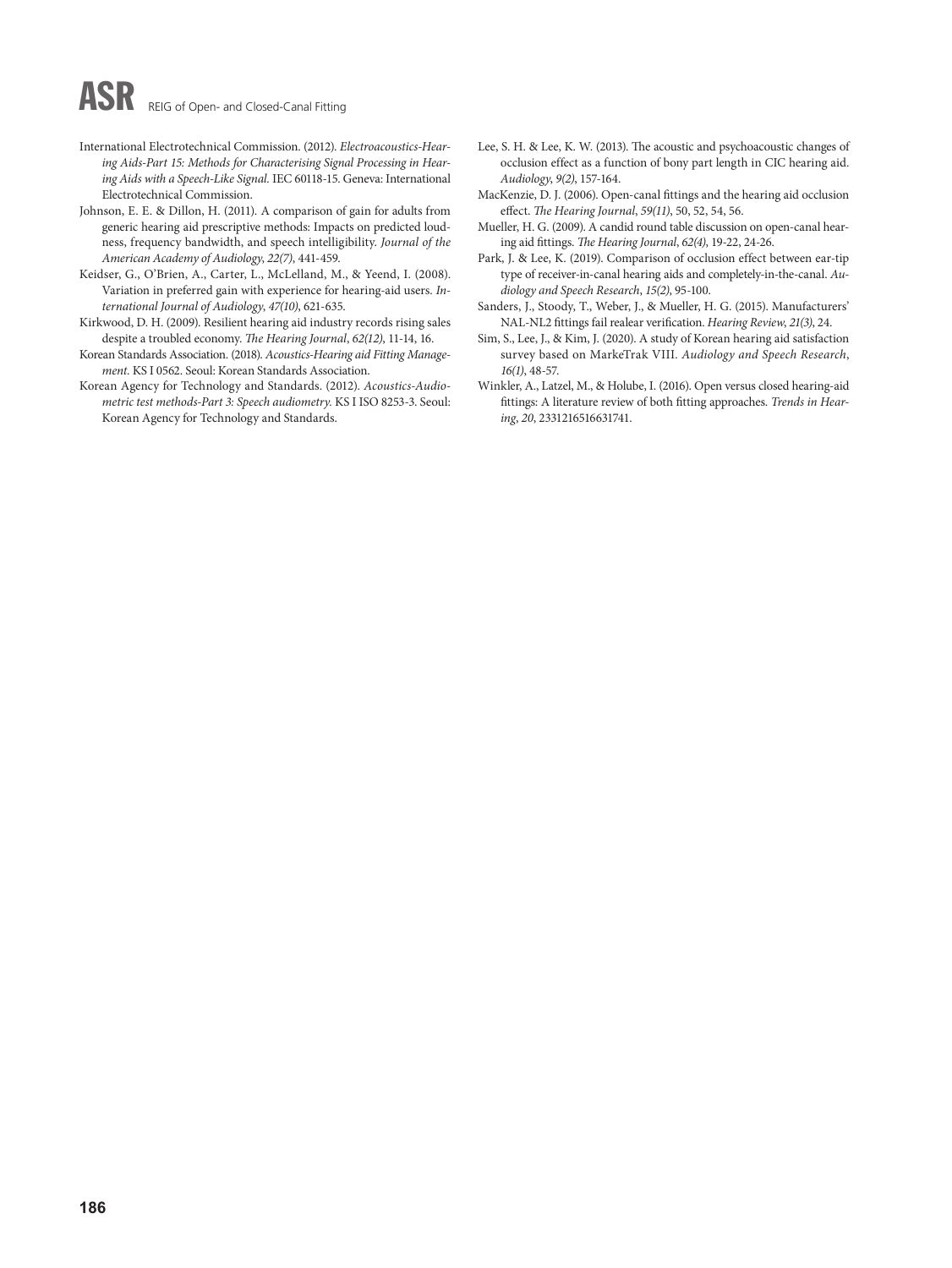International Electrotechnical Commission. (2012). *Electroacoustics-Hearing Aids-Part 15: Methods for Characterising Signal Processing in Hearing Aids with a Speech-Like Signal.* IEC 60118-15. Geneva: International Electrotechnical Commission.

Johnson, E. E. & Dillon, H. (2011). A comparison of gain for adults from generic hearing aid prescriptive methods: Impacts on predicted loudness, frequency bandwidth, and speech intelligibility. *Journal of the American Academy of Audiology*, *22(7)*, 441-459.

Keidser, G., O'Brien, A., Carter, L., McLelland, M., & Yeend, I. (2008). Variation in preferred gain with experience for hearing-aid users. *International Journal of Audiology*, *47(10)*, 621-635.

Kirkwood, D. H. (2009). Resilient hearing aid industry records rising sales despite a troubled economy. *The Hearing Journal*, *62(12)*, 11-14, 16.

Korean Standards Association. (2018). *Acoustics-Hearing aid Fitting Management*. KS I 0562. Seoul: Korean Standards Association.

Korean Agency for Technology and Standards. (2012). *Acoustics-Audiometric test methods-Part 3: Speech audiometry.* KS I ISO 8253-3. Seoul: Korean Agency for Technology and Standards.

Lee, S. H. & Lee, K. W. (2013). The acoustic and psychoacoustic changes of occlusion effect as a function of bony part length in CIC hearing aid. *Audiology*, *9(2)*, 157-164.

MacKenzie, D. J. (2006). Open-canal fittings and the hearing aid occlusion effect. *The Hearing Journal*, *59(11)*, 50, 52, 54, 56.

Mueller, H. G. (2009). A candid round table discussion on open-canal hearing aid fittings. *The Hearing Journal*, *62(4)*, 19-22, 24-26.

Park, J. & Lee, K. (2019). Comparison of occlusion effect between ear-tip type of receiver-in-canal hearing aids and completely-in-the-canal. *Audiology and Speech Research*, *15(2)*, 95-100.

Sanders, J., Stoody, T., Weber, J., & Mueller, H. G. (2015). Manufacturers' NAL-NL2 fittings fail realear verification. *Hearing Review*, *21(3)*, 24.

Sim, S., Lee, J., & Kim, J. (2020). A study of Korean hearing aid satisfaction survey based on MarkeTrak VIII. *Audiology and Speech Research*, *16(1)*, 48-57.

Winkler, A., Latzel, M., & Holube, I. (2016). Open versus closed hearing-aid fittings: A literature review of both fitting approaches. *Trends in Hearing*, *20*, 2331216516631741.